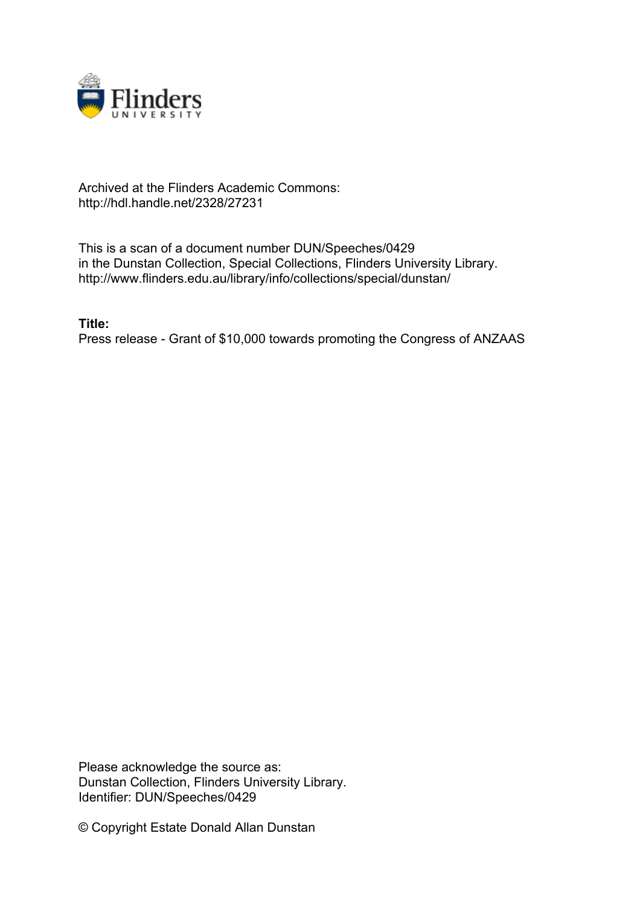Archived at the Flinders Academic Commons:
http://hdl.handle.net/2328/27231

This is a scan of a document number DUN/Speeches/0429
in the Dunstan Collection, Special Collections, Flinders University Library.
http://www.flinders.edu.au/library/info/collections/special/dunstan/

**Title:**
Press release - Grant of $10,000 towards promoting the Congress of ANZAAS

Please acknowledge the source as:
Dunstan Collection, Flinders University Library.
Identifier: DUN/Speeches/0429

© Copyright Estate Donald Allan Dunstan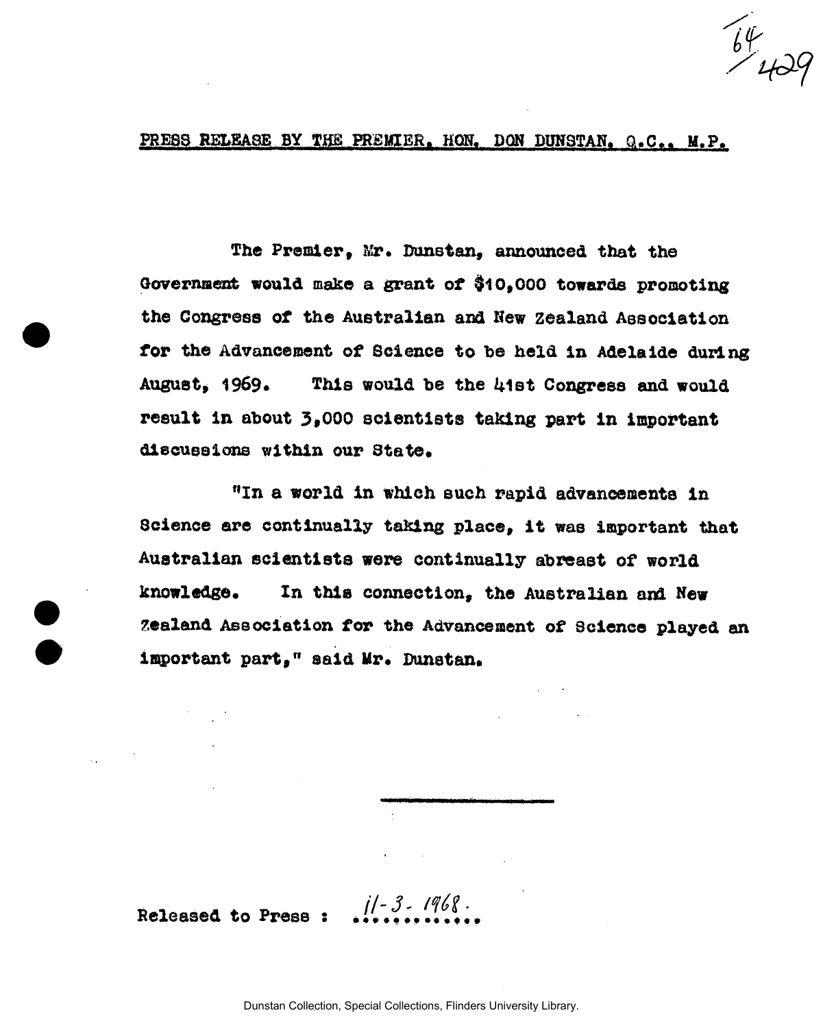64/429

**PRESS RELEASE BY THE PREMIER, HON. DON DUNSTAN, Q.C., M.P.**

The Premier, Mr. Dunstan, announced that the Government would make a grant of $10,000 towards promoting the Congress of the Australian and New Zealand Association for the Advancement of Science to be held in Adelaide during August, 1969. This would be the 41st Congress and would result in about 3,000 scientists taking part in important discussions within our State.

"In a world in which such rapid advancements in Science are continually taking place, it was important that Australian scientists were continually abreast of world knowledge. In this connection, the Australian and New Zealand Association for the Advancement of Science played an important part," said Mr. Dunstan.

---

Released to Press : 11-3-1968.

Dunstan Collection, Special Collections, Flinders University Library.